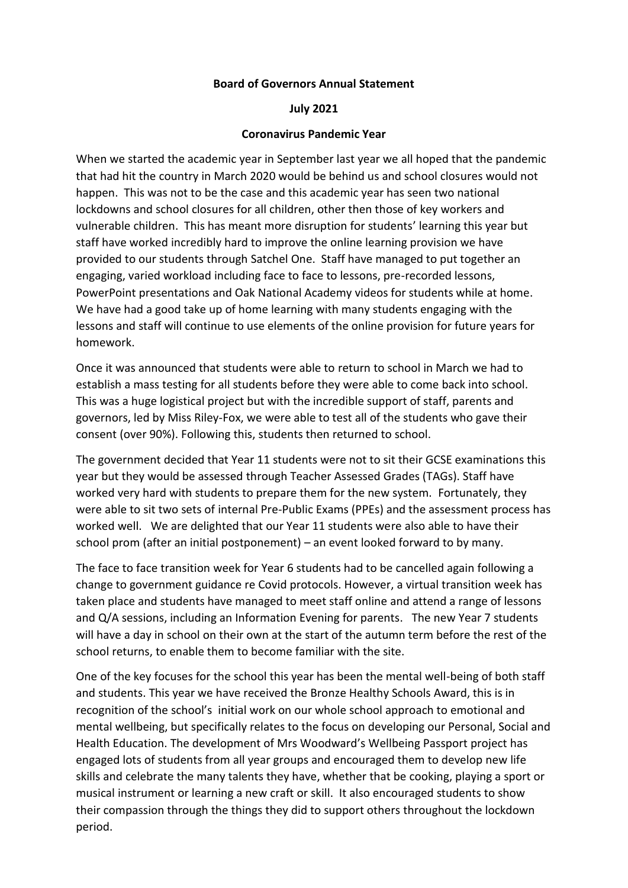**Board of Governors Annual Statement**

**July 2021**

**Coronavirus Pandemic Year**

When we started the academic year in September last year we all hoped that the pandemic that had hit the country in March 2020 would be behind us and school closures would not happen. This was not to be the case and this academic year has seen two national lockdowns and school closures for all children, other then those of key workers and vulnerable children. This has meant more disruption for students' learning this year but staff have worked incredibly hard to improve the online learning provision we have provided to our students through Satchel One. Staff have managed to put together an engaging, varied workload including face to face to lessons, pre-recorded lessons, PowerPoint presentations and Oak National Academy videos for students while at home. We have had a good take up of home learning with many students engaging with the lessons and staff will continue to use elements of the online provision for future years for homework.

Once it was announced that students were able to return to school in March we had to establish a mass testing for all students before they were able to come back into school. This was a huge logistical project but with the incredible support of staff, parents and governors, led by Miss Riley-Fox, we were able to test all of the students who gave their consent (over 90%). Following this, students then returned to school.

The government decided that Year 11 students were not to sit their GCSE examinations this year but they would be assessed through Teacher Assessed Grades (TAGs). Staff have worked very hard with students to prepare them for the new system. Fortunately, they were able to sit two sets of internal Pre-Public Exams (PPEs) and the assessment process has worked well. We are delighted that our Year 11 students were also able to have their school prom (after an initial postponement) – an event looked forward to by many.

The face to face transition week for Year 6 students had to be cancelled again following a change to government guidance re Covid protocols. However, a virtual transition week has taken place and students have managed to meet staff online and attend a range of lessons and Q/A sessions, including an Information Evening for parents. The new Year 7 students will have a day in school on their own at the start of the autumn term before the rest of the school returns, to enable them to become familiar with the site.

One of the key focuses for the school this year has been the mental well-being of both staff and students. This year we have received the Bronze Healthy Schools Award, this is in recognition of the school's initial work on our whole school approach to emotional and mental wellbeing, but specifically relates to the focus on developing our Personal, Social and Health Education. The development of Mrs Woodward's Wellbeing Passport project has engaged lots of students from all year groups and encouraged them to develop new life skills and celebrate the many talents they have, whether that be cooking, playing a sport or musical instrument or learning a new craft or skill. It also encouraged students to show their compassion through the things they did to support others throughout the lockdown period.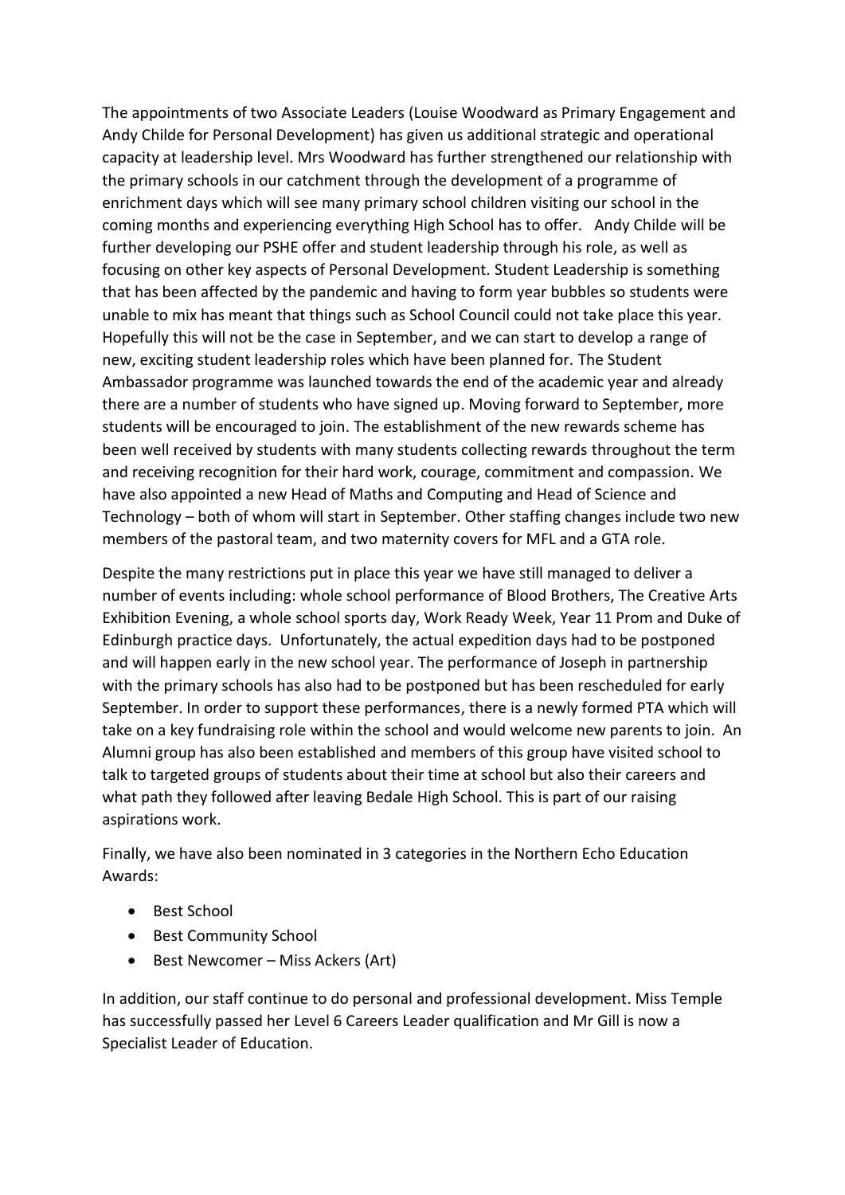The appointments of two Associate Leaders (Louise Woodward as Primary Engagement and Andy Childe for Personal Development) has given us additional strategic and operational capacity at leadership level. Mrs Woodward has further strengthened our relationship with the primary schools in our catchment through the development of a programme of enrichment days which will see many primary school children visiting our school in the coming months and experiencing everything High School has to offer. Andy Childe will be further developing our PSHE offer and student leadership through his role, as well as focusing on other key aspects of Personal Development. Student Leadership is something that has been affected by the pandemic and having to form year bubbles so students were unable to mix has meant that things such as School Council could not take place this year. Hopefully this will not be the case in September, and we can start to develop a range of new, exciting student leadership roles which have been planned for. The Student Ambassador programme was launched towards the end of the academic year and already there are a number of students who have signed up. Moving forward to September, more students will be encouraged to join. The establishment of the new rewards scheme has been well received by students with many students collecting rewards throughout the term and receiving recognition for their hard work, courage, commitment and compassion. We have also appointed a new Head of Maths and Computing and Head of Science and Technology – both of whom will start in September. Other staffing changes include two new members of the pastoral team, and two maternity covers for MFL and a GTA role.

Despite the many restrictions put in place this year we have still managed to deliver a number of events including: whole school performance of Blood Brothers, The Creative Arts Exhibition Evening, a whole school sports day, Work Ready Week, Year 11 Prom and Duke of Edinburgh practice days. Unfortunately, the actual expedition days had to be postponed and will happen early in the new school year. The performance of Joseph in partnership with the primary schools has also had to be postponed but has been rescheduled for early September. In order to support these performances, there is a newly formed PTA which will take on a key fundraising role within the school and would welcome new parents to join. An Alumni group has also been established and members of this group have visited school to talk to targeted groups of students about their time at school but also their careers and what path they followed after leaving Bedale High School. This is part of our raising aspirations work.

Finally, we have also been nominated in 3 categories in the Northern Echo Education Awards:

- Best School
- Best Community School
- Best Newcomer – Miss Ackers (Art)

In addition, our staff continue to do personal and professional development. Miss Temple has successfully passed her Level 6 Careers Leader qualification and Mr Gill is now a Specialist Leader of Education.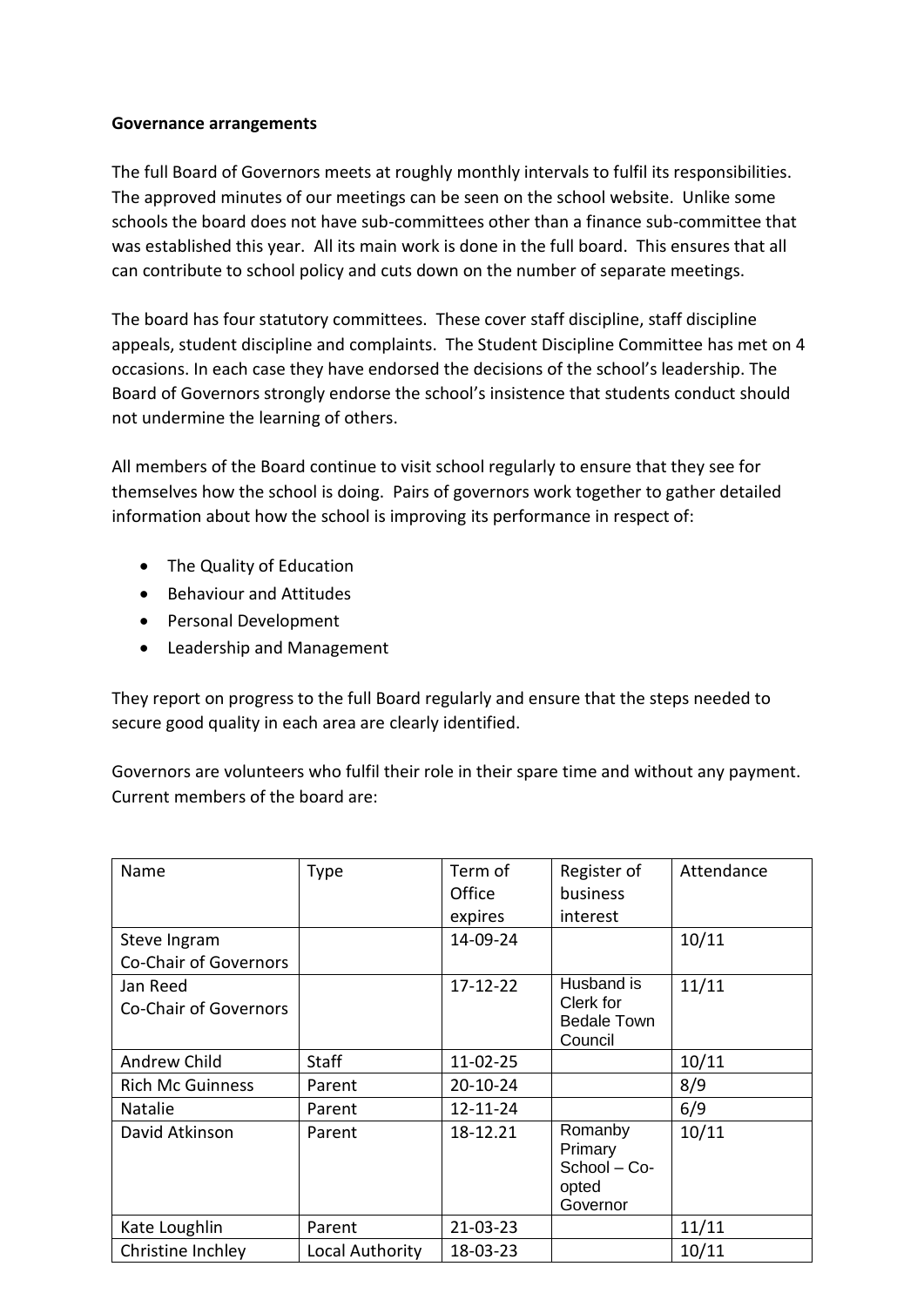**Governance arrangements**

The full Board of Governors meets at roughly monthly intervals to fulfil its responsibilities. The approved minutes of our meetings can be seen on the school website. Unlike some schools the board does not have sub-committees other than a finance sub-committee that was established this year. All its main work is done in the full board. This ensures that all can contribute to school policy and cuts down on the number of separate meetings.

The board has four statutory committees. These cover staff discipline, staff discipline appeals, student discipline and complaints. The Student Discipline Committee has met on 4 occasions. In each case they have endorsed the decisions of the school's leadership. The Board of Governors strongly endorse the school's insistence that students conduct should not undermine the learning of others.

All members of the Board continue to visit school regularly to ensure that they see for themselves how the school is doing. Pairs of governors work together to gather detailed information about how the school is improving its performance in respect of:

- The Quality of Education
- Behaviour and Attitudes
- Personal Development
- Leadership and Management

They report on progress to the full Board regularly and ensure that the steps needed to secure good quality in each area are clearly identified.

Governors are volunteers who fulfil their role in their spare time and without any payment. Current members of the board are:

| Name | Type | Term of Office expires | Register of business interest | Attendance |
|---|---|---|---|---|
| Steve Ingram<br>Co-Chair of Governors | | 14-09-24 | | 10/11 |
| Jan Reed<br>Co-Chair of Governors | | 17-12-22 | Husband is Clerk for Bedale Town Council | 11/11 |
| Andrew Child | Staff | 11-02-25 | | 10/11 |
| Rich Mc Guinness | Parent | 20-10-24 | | 8/9 |
| Natalie | Parent | 12-11-24 | | 6/9 |
| David Atkinson | Parent | 18-12.21 | Romanby Primary School – Co-opted Governor | 10/11 |
| Kate Loughlin | Parent | 21-03-23 | | 11/11 |
| Christine Inchley | Local Authority | 18-03-23 | | 10/11 |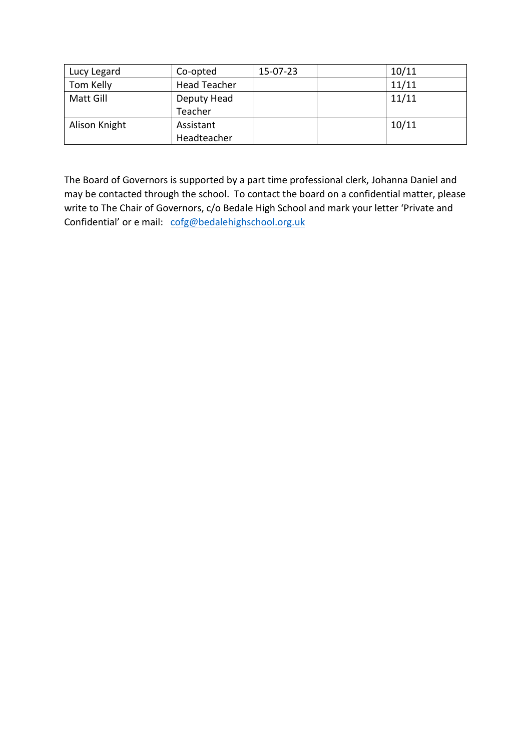| | | | | |
|---|---|---|---|---|
| Lucy Legard | Co-opted | 15-07-23 | | 10/11 |
| Tom Kelly | Head Teacher | | | 11/11 |
| Matt Gill | Deputy Head Teacher | | | 11/11 |
| Alison Knight | Assistant Headteacher | | | 10/11 |

The Board of Governors is supported by a part time professional clerk, Johanna Daniel and may be contacted through the school. To contact the board on a confidential matter, please write to The Chair of Governors, c/o Bedale High School and mark your letter 'Private and Confidential' or e mail: cofg@bedalehighschool.org.uk